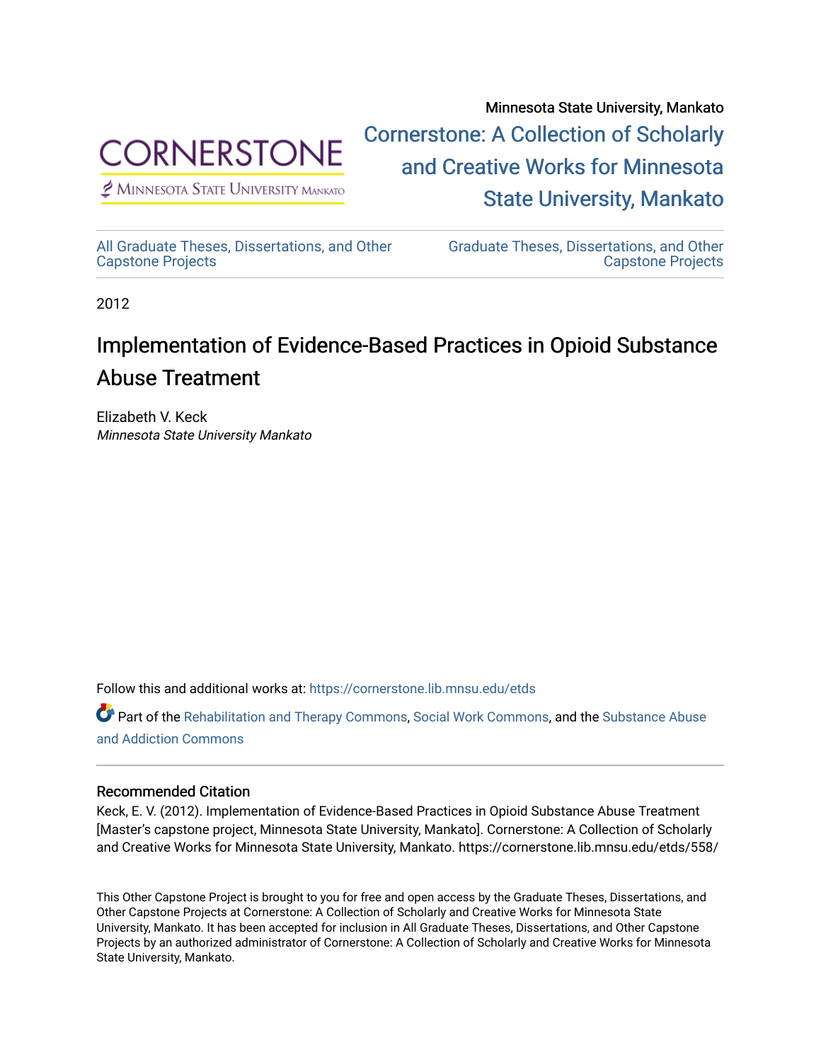Minnesota State University, Mankato

CORNERSTONE
Minnesota State University Mankato

[Cornerstone: A Collection of Scholarly and Creative Works for Minnesota State University, Mankato](https://cornerstone.lib.mnsu.edu/)

All Graduate Theses, Dissertations, and Other Capstone Projects

Graduate Theses, Dissertations, and Other Capstone Projects

2012

# Implementation of Evidence-Based Practices in Opioid Substance Abuse Treatment

Elizabeth V. Keck
*Minnesota State University Mankato*

Follow this and additional works at: https://cornerstone.lib.mnsu.edu/etds

Part of the Rehabilitation and Therapy Commons, Social Work Commons, and the Substance Abuse and Addiction Commons

### Recommended Citation

Keck, E. V. (2012). Implementation of Evidence-Based Practices in Opioid Substance Abuse Treatment [Master's capstone project, Minnesota State University, Mankato]. Cornerstone: A Collection of Scholarly and Creative Works for Minnesota State University, Mankato. https://cornerstone.lib.mnsu.edu/etds/558/

This Other Capstone Project is brought to you for free and open access by the Graduate Theses, Dissertations, and Other Capstone Projects at Cornerstone: A Collection of Scholarly and Creative Works for Minnesota State University, Mankato. It has been accepted for inclusion in All Graduate Theses, Dissertations, and Other Capstone Projects by an authorized administrator of Cornerstone: A Collection of Scholarly and Creative Works for Minnesota State University, Mankato.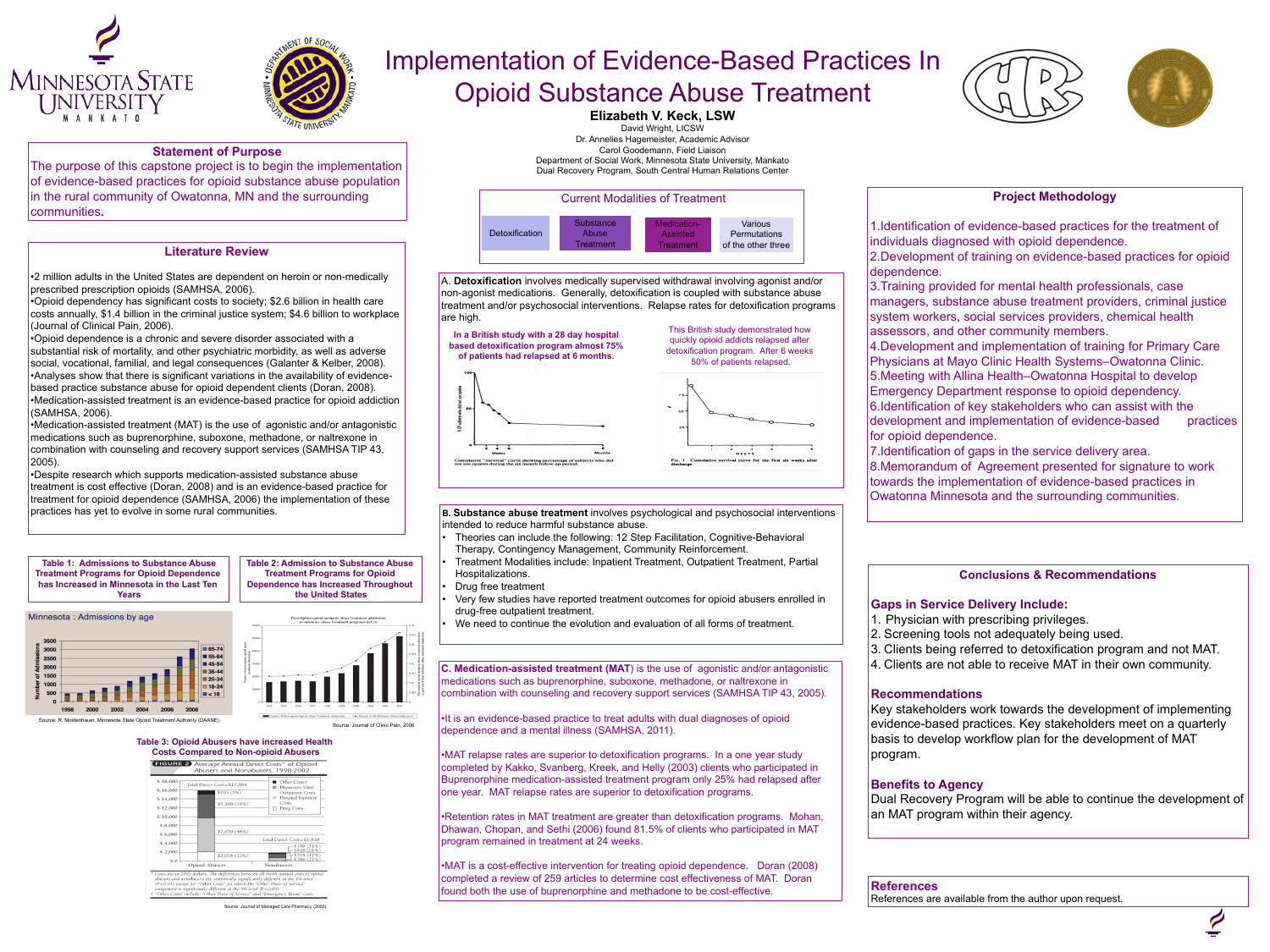# Implementation of Evidence-Based Practices In Opioid Substance Abuse Treatment

**Elizabeth V. Keck, LSW**

David Wright, LICSW
Dr. Annelies Hagemeister, Academic Advisor
Carol Goodemann, Field Liaison
Department of Social Work, Minnesota State University, Mankato
Dual Recovery Program, South Central Human Relations Center

## Statement of Purpose

The purpose of this capstone project is to begin the implementation of evidence-based practices for opioid substance abuse population in the rural community of Owatonna, MN and the surrounding communities**.**

## Literature Review

- 2 million adults in the United States are dependent on heroin or non-medically prescribed prescription opioids (SAMHSA, 2006).
- Opioid dependency has significant costs to society; $2.6 billion in health care costs annually, $1.4 billion in the criminal justice system; $4.6 billion to workplace (Journal of Clinical Pain, 2006).
- Opioid dependence is a chronic and severe disorder associated with a substantial risk of mortality, and other psychiatric morbidity, as well as adverse social, vocational, familial, and legal consequences (Galanter & Kelber, 2008).
- Analyses show that there is significant variations in the availability of evidence-based practice substance abuse for opioid dependent clients (Doran, 2008).
- Medication-assisted treatment is an evidence-based practice for opioid addiction (SAMHSA, 2006).
- Medication-assisted treatment (MAT) is the use of agonistic and/or antagonistic medications such as buprenorphine, suboxone, methadone, or naltrexone in combination with counseling and recovery support services (SAMHSA TIP 43, 2005).
- Despite research which supports medication-assisted substance abuse treatment is cost effective (Doran, 2008) and is an evidence-based practice for treatment for opioid dependence (SAMHSA, 2006) the implementation of these practices has yet to evolve in some rural communities.

**Table 1: Admissions to Substance Abuse Treatment Programs for Opioid Dependence has Increased in Minnesota in the Last Ten Years**

Minnesota : Admissions by age

Number of Admissions

3500
3000
2500
2000
1500
1000
500
0

1998 2000 2002 2004 2006 2008

65-74
55-64
45-54
35-44
25-34
18-24
< 18

Source: R. Moldenhauer, Minnesota State Opioid Treatment Authority (DAANE)

**Table 2: Admission to Substance Abuse Treatment Programs for Opioid Dependence has Increased Throughout the United States**

Prescription opioid analgesic abuse treatment admissions to substance abuse treatment programs in U.S.

Source: Journal of Clinic Pain, 2006

**Table 3: Opioid Abusers have increased Health Costs Compared to Non-opioid Abusers**

FIGURE 2 Average Annual Direct Costs* of Opioid Abusers and Nonabusers, 1998-2002

Total Direct Cost = $15,884
$705 (5%)
$5,300 (34%)
$7,659 (48%)
$2,034 (13%)
Total Direct Cost = $1,830
$198 (11%)
$928 (51%)
$318 (17%)
$386 (21%)

Other Costs†
Physician Visit/Outpatient Costs
Hospital Inpatient Costs
Drug Costs

Opioid Abusers
Nonabusers

Source: Journal of Managed Care Pharmacy, (2005)

## Current Modalities of Treatment

Detoxification | Substance Abuse Treatment | Medication-Assisted Treatment | Various Permutations of the other three

A. **Detoxification** involves medically supervised withdrawal involving agonist and/or non-agonist medications. Generally, detoxification is coupled with substance abuse treatment and/or psychosocial interventions. Relapse rates for detoxification programs are high.

**In a British study with a 28 day hospital based detoxification program almost 75% of patients had relapsed at 6 months.**

Cumulative "survival" curve showing percentage of subjects who did not use opiates during the six month follow up period.

This British study demonstrated how quickly opioid addicts relapsed after detoxification program. After 6 weeks 50% of patients relapsed.

Fig. 1 Cumulative survival curve for the first six weeks after discharge.

B. **Substance abuse treatment** involves psychological and psychosocial interventions intended to reduce harmful substance abuse.

- Theories can include the following: 12 Step Facilitation, Cognitive-Behavioral Therapy, Contingency Management, Community Reinforcement.
- Treatment Modalities include: Inpatient Treatment, Outpatient Treatment, Partial Hospitalizations.
- Drug free treatment
- Very few studies have reported treatment outcomes for opioid abusers enrolled in drug-free outpatient treatment.
- We need to continue the evolution and evaluation of all forms of treatment.

C. **Medication-assisted treatment (MAT)** is the use of agonistic and/or antagonistic medications such as buprenorphine, suboxone, methadone, or naltrexone in combination with counseling and recovery support services (SAMHSA TIP 43, 2005).

- It is an evidence-based practice to treat adults with dual diagnoses of opioid dependence and a mental illness (SAMHSA, 2011).
- MAT relapse rates are superior to detoxification programs. In a one year study completed by Kakko, Svanberg, Kreek, and Helly (2003) clients who participated in Buprenorphine medication-assisted treatment program only 25% had relapsed after one year. MAT relapse rates are superior to detoxification programs.
- Retention rates in MAT treatment are greater than detoxification programs. Mohan, Dhawan, Chopan, and Sethi (2006) found 81.5% of clients who participated in MAT program remained in treatment at 24 weeks.
- MAT is a cost-effective intervention for treating opioid dependence. Doran (2008) completed a review of 259 articles to determine cost effectiveness of MAT. Doran found both the use of buprenorphine and methadone to be cost-effective.

## Project Methodology

1. Identification of evidence-based practices for the treatment of individuals diagnosed with opioid dependence.
2. Development of training on evidence-based practices for opioid dependence.
3. Training provided for mental health professionals, case managers, substance abuse treatment providers, criminal justice system workers, social services providers, chemical health assessors, and other community members.
4. Development and implementation of training for Primary Care Physicians at Mayo Clinic Health Systems–Owatonna Clinic.
5. Meeting with Allina Health–Owatonna Hospital to develop Emergency Department response to opioid dependency.
6. Identification of key stakeholders who can assist with the development and implementation of evidence-based practices for opioid dependence.
7. Identification of gaps in the service delivery area.
8. Memorandum of Agreement presented for signature to work towards the implementation of evidence-based practices in Owatonna Minnesota and the surrounding communities.

## Conclusions & Recommendations

### Gaps in Service Delivery Include:

1. Physician with prescribing privileges.
2. Screening tools not adequately being used.
3. Clients being referred to detoxification program and not MAT.
4. Clients are not able to receive MAT in their own community.

### Recommendations

Key stakeholders work towards the development of implementing evidence-based practices. Key stakeholders meet on a quarterly basis to develop workflow plan for the development of MAT program.

### Benefits to Agency

Dual Recovery Program will be able to continue the development of an MAT program within their agency.

## References

References are available from the author upon request.